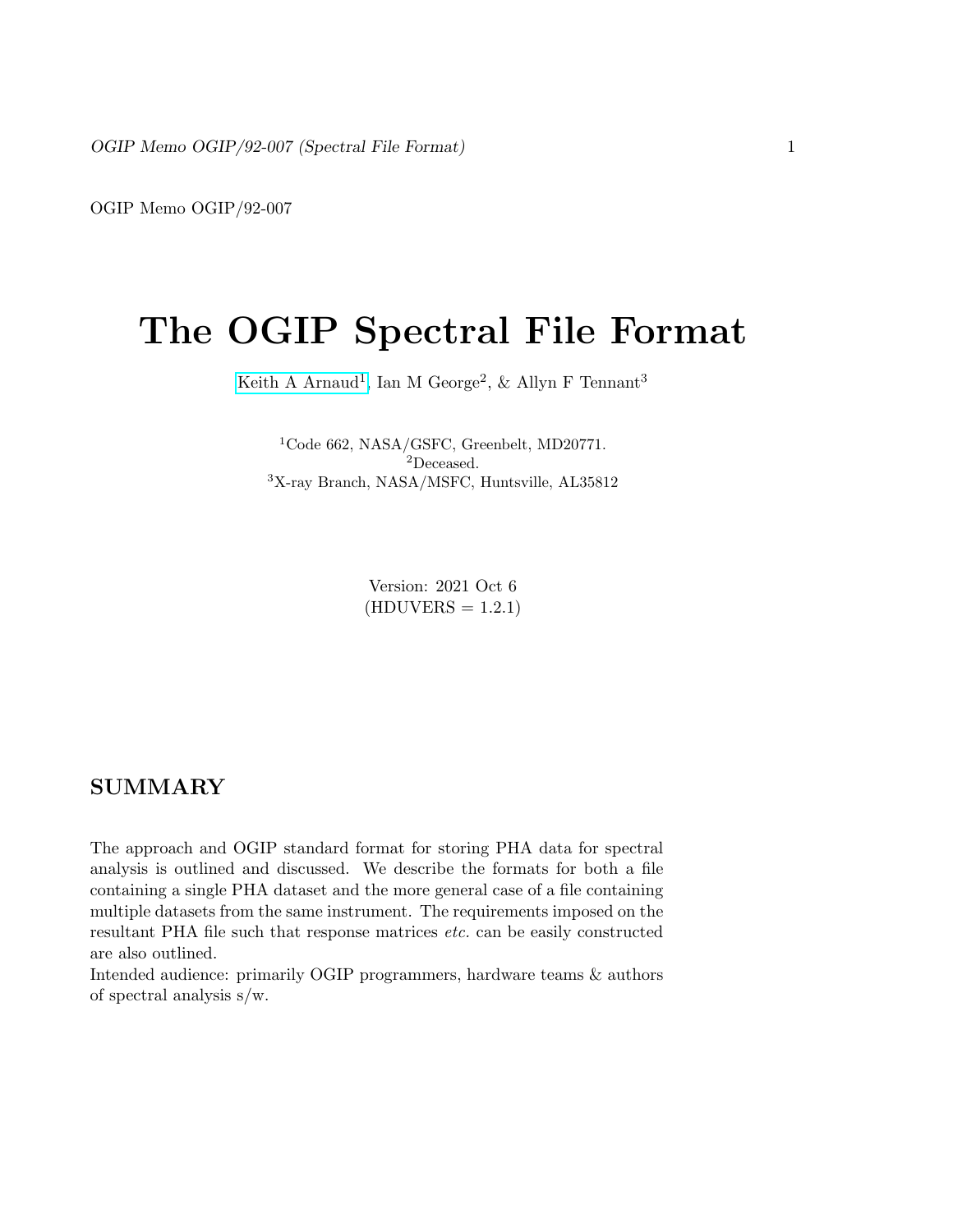OGIP Memo OGIP/92-007

# The OGIP Spectral File Format

Keith A Arnaud[1], Ian M George[2], & Allyn F Tennant[3]

[1]Code 662, NASA/GSFC, Greenbelt, MD20771.
[2]Deceased.
[3]X-ray Branch, NASA/MSFC, Huntsville, AL35812

Version: 2021 Oct 6
(HDUVERS = 1.2.1)

## SUMMARY

The approach and OGIP standard format for storing PHA data for spectral analysis is outlined and discussed. We describe the formats for both a file containing a single PHA dataset and the more general case of a file containing multiple datasets from the same instrument. The requirements imposed on the resultant PHA file such that response matrices *etc.* can be easily constructed are also outlined.
Intended audience: primarily OGIP programmers, hardware teams & authors of spectral analysis s/w.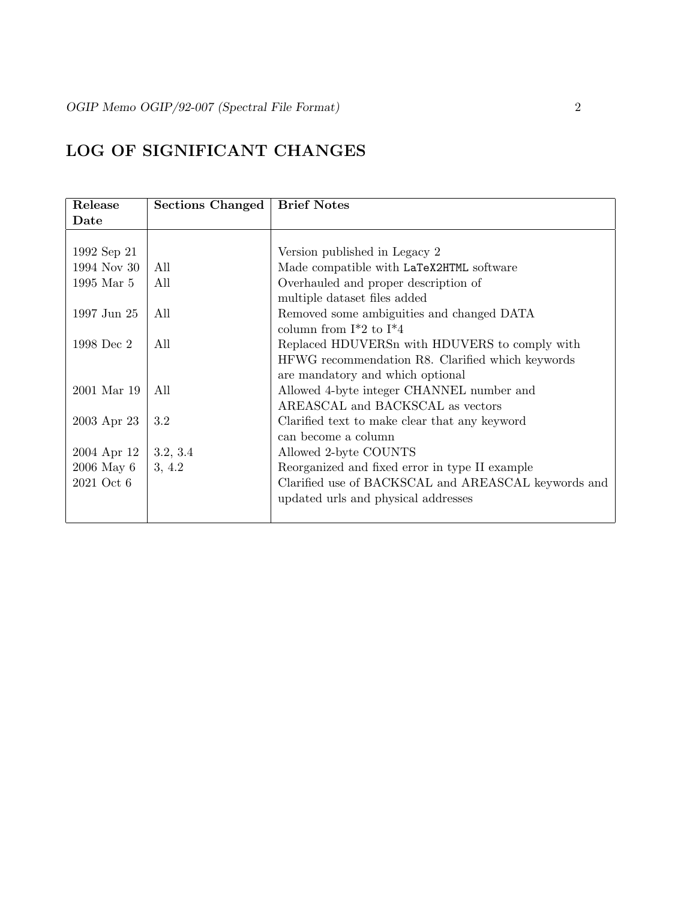## LOG OF SIGNIFICANT CHANGES

| Release Date | Sections Changed | Brief Notes |
|---|---|---|
| 1992 Sep 21 | | Version published in Legacy 2 |
| 1994 Nov 30 | All | Made compatible with `LaTeX2HTML` software |
| 1995 Mar 5 | All | Overhauled and proper description of multiple dataset files added |
| 1997 Jun 25 | All | Removed some ambiguities and changed DATA column from I*2 to I*4 |
| 1998 Dec 2 | All | Replaced HDUVERSn with HDUVERS to comply with HFWG recommendation R8. Clarified which keywords are mandatory and which optional |
| 2001 Mar 19 | All | Allowed 4-byte integer CHANNEL number and AREASCAL and BACKSCAL as vectors |
| 2003 Apr 23 | 3.2 | Clarified text to make clear that any keyword can become a column |
| 2004 Apr 12 | 3.2, 3.4 | Allowed 2-byte COUNTS |
| 2006 May 6 | 3, 4.2 | Reorganized and fixed error in type II example |
| 2021 Oct 6 | | Clarified use of BACKSCAL and AREASCAL keywords and updated urls and physical addresses |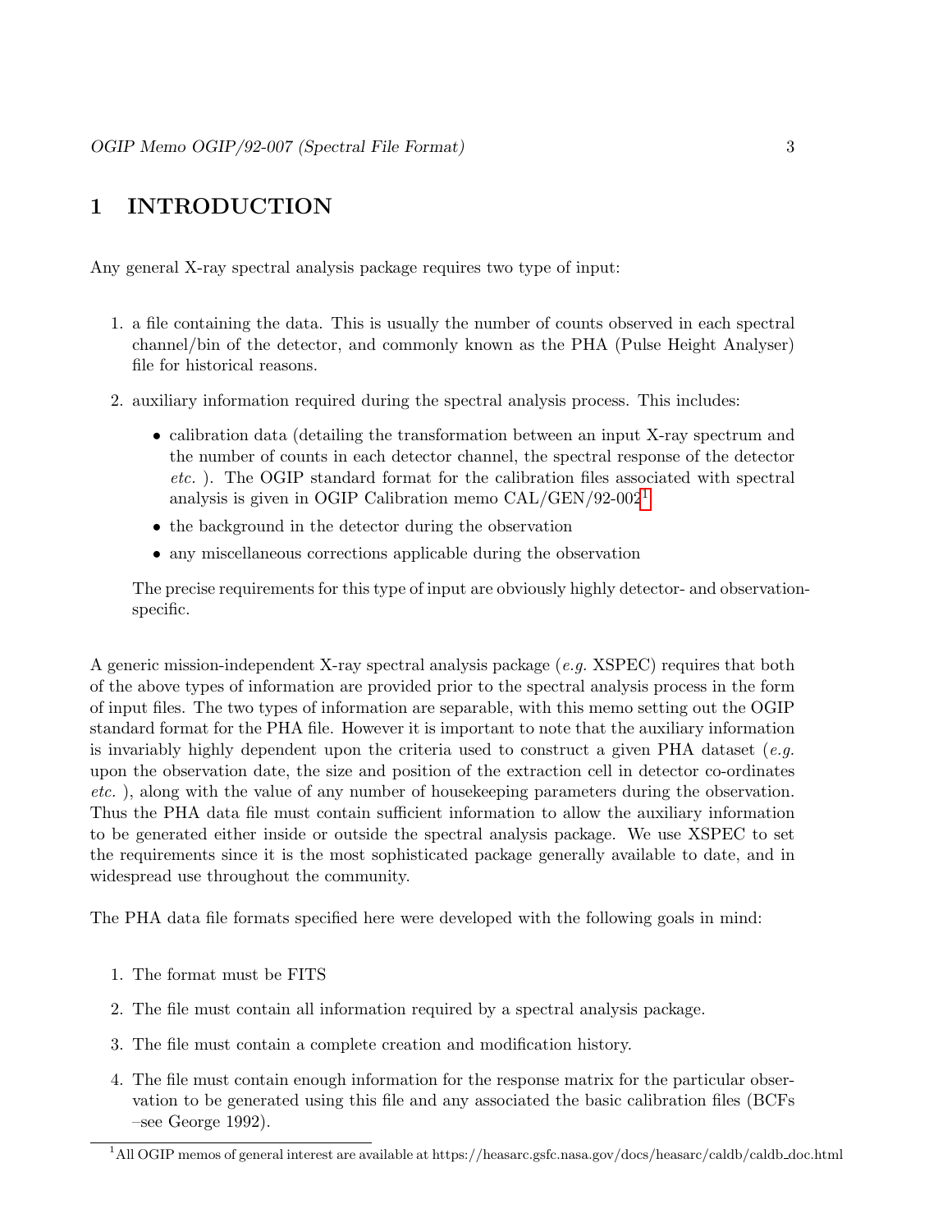# 1 INTRODUCTION

Any general X-ray spectral analysis package requires two type of input:

1. a file containing the data. This is usually the number of counts observed in each spectral channel/bin of the detector, and commonly known as the PHA (Pulse Height Analyser) file for historical reasons.
2. auxiliary information required during the spectral analysis process. This includes:
   - calibration data (detailing the transformation between an input X-ray spectrum and the number of counts in each detector channel, the spectral response of the detector *etc.* ). The OGIP standard format for the calibration files associated with spectral analysis is given in OGIP Calibration memo CAL/GEN/92-002[1]
   - the background in the detector during the observation
   - any miscellaneous corrections applicable during the observation

   The precise requirements for this type of input are obviously highly detector- and observation-specific.

A generic mission-independent X-ray spectral analysis package (*e.g.* XSPEC) requires that both of the above types of information are provided prior to the spectral analysis process in the form of input files. The two types of information are separable, with this memo setting out the OGIP standard format for the PHA file. However it is important to note that the auxiliary information is invariably highly dependent upon the criteria used to construct a given PHA dataset (*e.g.* upon the observation date, the size and position of the extraction cell in detector co-ordinates *etc.* ), along with the value of any number of housekeeping parameters during the observation. Thus the PHA data file must contain sufficient information to allow the auxiliary information to be generated either inside or outside the spectral analysis package. We use XSPEC to set the requirements since it is the most sophisticated package generally available to date, and in widespread use throughout the community.

The PHA data file formats specified here were developed with the following goals in mind:

1. The format must be FITS
2. The file must contain all information required by a spectral analysis package.
3. The file must contain a complete creation and modification history.
4. The file must contain enough information for the response matrix for the particular observation to be generated using this file and any associated the basic calibration files (BCFs –see George 1992).

[1] All OGIP memos of general interest are available at https://heasarc.gsfc.nasa.gov/docs/heasarc/caldb/caldb_doc.html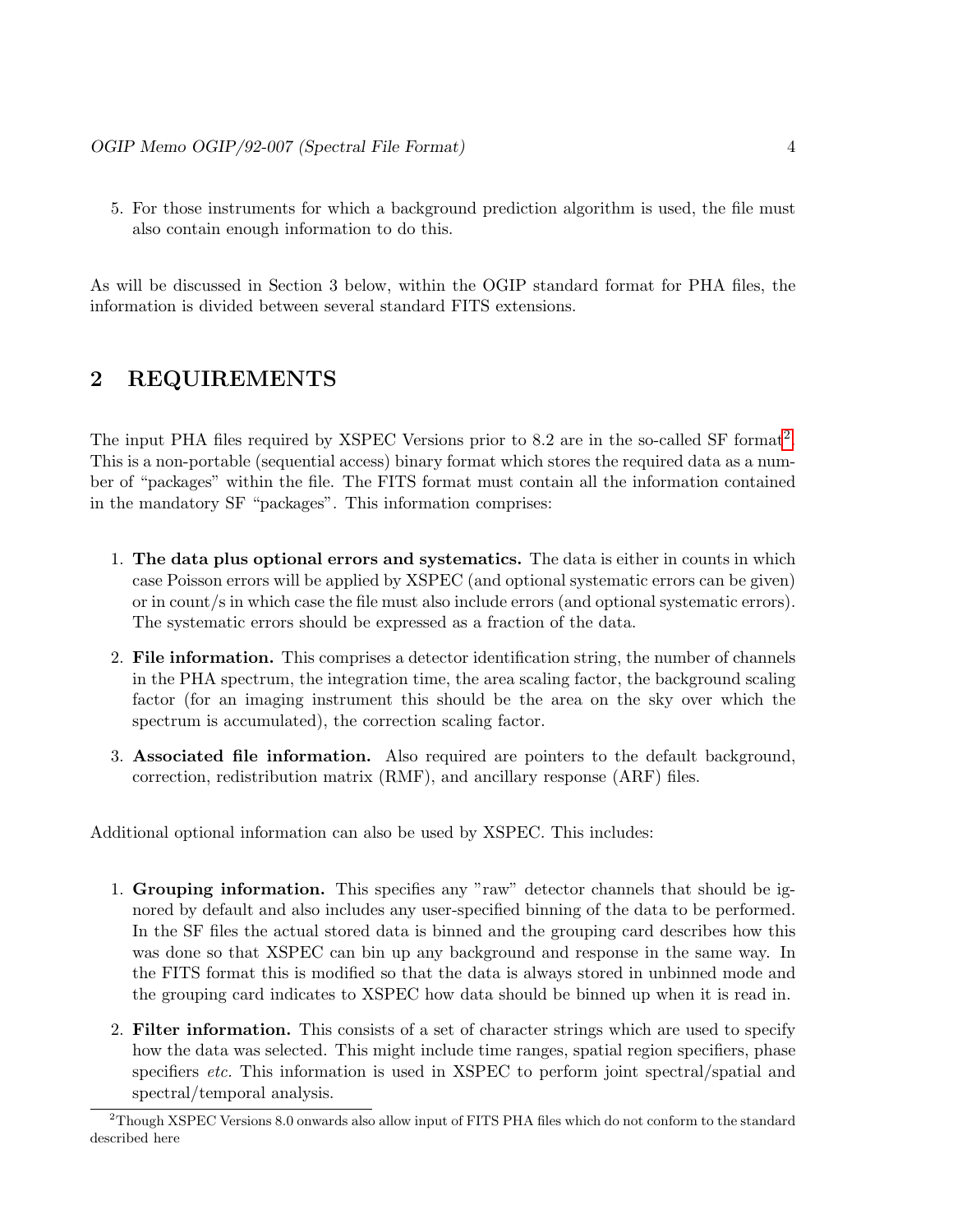5. For those instruments for which a background prediction algorithm is used, the file must also contain enough information to do this.

As will be discussed in Section 3 below, within the OGIP standard format for PHA files, the information is divided between several standard FITS extensions.

## 2 REQUIREMENTS

The input PHA files required by XSPEC Versions prior to 8.2 are in the so-called SF format[2]. This is a non-portable (sequential access) binary format which stores the required data as a number of "packages" within the file. The FITS format must contain all the information contained in the mandatory SF "packages". This information comprises:

1. **The data plus optional errors and systematics.** The data is either in counts in which case Poisson errors will be applied by XSPEC (and optional systematic errors can be given) or in count/s in which case the file must also include errors (and optional systematic errors). The systematic errors should be expressed as a fraction of the data.
2. **File information.** This comprises a detector identification string, the number of channels in the PHA spectrum, the integration time, the area scaling factor, the background scaling factor (for an imaging instrument this should be the area on the sky over which the spectrum is accumulated), the correction scaling factor.
3. **Associated file information.** Also required are pointers to the default background, correction, redistribution matrix (RMF), and ancillary response (ARF) files.

Additional optional information can also be used by XSPEC. This includes:

1. **Grouping information.** This specifies any "raw" detector channels that should be ignored by default and also includes any user-specified binning of the data to be performed. In the SF files the actual stored data is binned and the grouping card describes how this was done so that XSPEC can bin up any background and response in the same way. In the FITS format this is modified so that the data is always stored in unbinned mode and the grouping card indicates to XSPEC how data should be binned up when it is read in.
2. **Filter information.** This consists of a set of character strings which are used to specify how the data was selected. This might include time ranges, spatial region specifiers, phase specifiers *etc.* This information is used in XSPEC to perform joint spectral/spatial and spectral/temporal analysis.

[2] Though XSPEC Versions 8.0 onwards also allow input of FITS PHA files which do not conform to the standard described here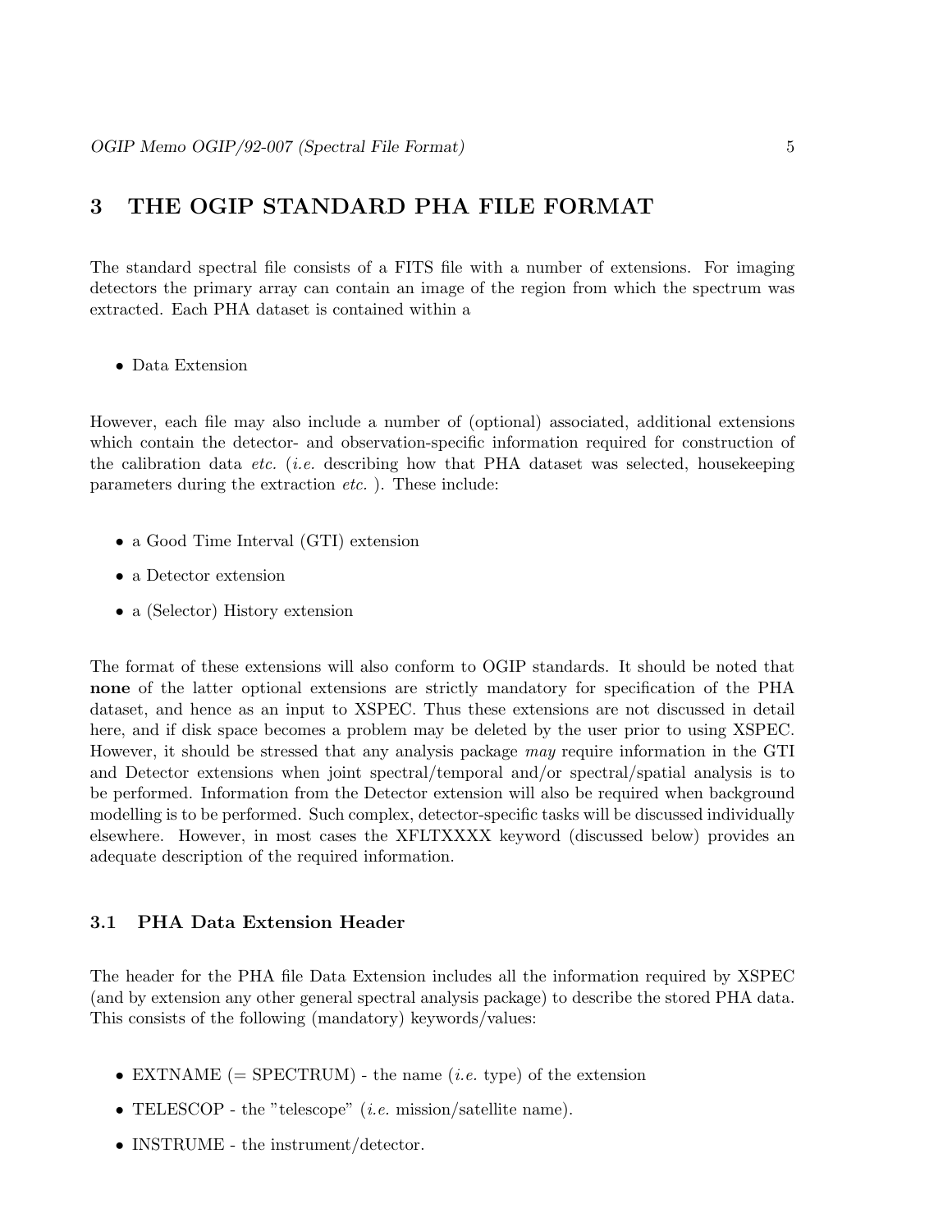# 3 THE OGIP STANDARD PHA FILE FORMAT

The standard spectral file consists of a FITS file with a number of extensions. For imaging detectors the primary array can contain an image of the region from which the spectrum was extracted. Each PHA dataset is contained within a

- Data Extension

However, each file may also include a number of (optional) associated, additional extensions which contain the detector- and observation-specific information required for construction of the calibration data *etc.* (*i.e.* describing how that PHA dataset was selected, housekeeping parameters during the extraction *etc.* ). These include:

- a Good Time Interval (GTI) extension
- a Detector extension
- a (Selector) History extension

The format of these extensions will also conform to OGIP standards. It should be noted that **none** of the latter optional extensions are strictly mandatory for specification of the PHA dataset, and hence as an input to XSPEC. Thus these extensions are not discussed in detail here, and if disk space becomes a problem may be deleted by the user prior to using XSPEC. However, it should be stressed that any analysis package *may* require information in the GTI and Detector extensions when joint spectral/temporal and/or spectral/spatial analysis is to be performed. Information from the Detector extension will also be required when background modelling is to be performed. Such complex, detector-specific tasks will be discussed individually elsewhere. However, in most cases the XFLTXXXX keyword (discussed below) provides an adequate description of the required information.

## 3.1 PHA Data Extension Header

The header for the PHA file Data Extension includes all the information required by XSPEC (and by extension any other general spectral analysis package) to describe the stored PHA data. This consists of the following (mandatory) keywords/values:

- EXTNAME (= SPECTRUM) - the name (*i.e.* type) of the extension
- TELESCOP - the "telescope" (*i.e.* mission/satellite name).
- INSTRUME - the instrument/detector.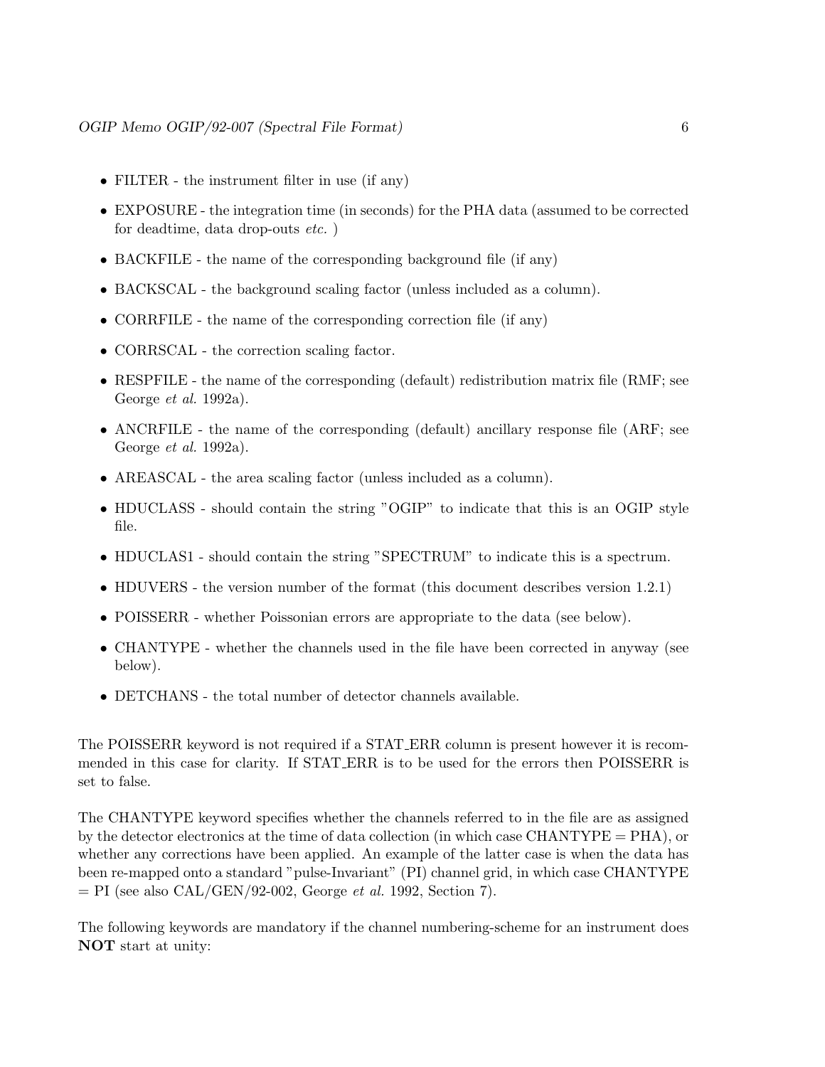- FILTER - the instrument filter in use (if any)
- EXPOSURE - the integration time (in seconds) for the PHA data (assumed to be corrected for deadtime, data drop-outs *etc.* )
- BACKFILE - the name of the corresponding background file (if any)
- BACKSCAL - the background scaling factor (unless included as a column).
- CORRFILE - the name of the corresponding correction file (if any)
- CORRSCAL - the correction scaling factor.
- RESPFILE - the name of the corresponding (default) redistribution matrix file (RMF; see George *et al.* 1992a).
- ANCRFILE - the name of the corresponding (default) ancillary response file (ARF; see George *et al.* 1992a).
- AREASCAL - the area scaling factor (unless included as a column).
- HDUCLASS - should contain the string "OGIP" to indicate that this is an OGIP style file.
- HDUCLAS1 - should contain the string "SPECTRUM" to indicate this is a spectrum.
- HDUVERS - the version number of the format (this document describes version 1.2.1)
- POISSERR - whether Poissonian errors are appropriate to the data (see below).
- CHANTYPE - whether the channels used in the file have been corrected in anyway (see below).
- DETCHANS - the total number of detector channels available.

The POISSERR keyword is not required if a STAT_ERR column is present however it is recommended in this case for clarity. If STAT_ERR is to be used for the errors then POISSERR is set to false.

The CHANTYPE keyword specifies whether the channels referred to in the file are as assigned by the detector electronics at the time of data collection (in which case CHANTYPE = PHA), or whether any corrections have been applied. An example of the latter case is when the data has been re-mapped onto a standard "pulse-Invariant" (PI) channel grid, in which case CHANTYPE = PI (see also CAL/GEN/92-002, George *et al.* 1992, Section 7).

The following keywords are mandatory if the channel numbering-scheme for an instrument does **NOT** start at unity: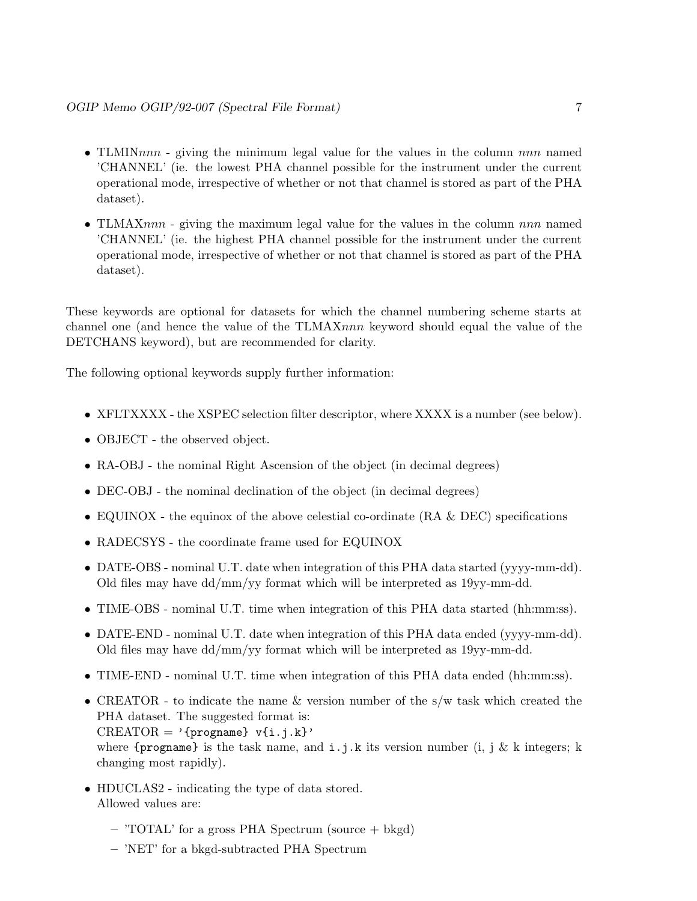- TLMIN*nnn* - giving the minimum legal value for the values in the column *nnn* named 'CHANNEL' (ie. the lowest PHA channel possible for the instrument under the current operational mode, irrespective of whether or not that channel is stored as part of the PHA dataset).
- TLMAX*nnn* - giving the maximum legal value for the values in the column *nnn* named 'CHANNEL' (ie. the highest PHA channel possible for the instrument under the current operational mode, irrespective of whether or not that channel is stored as part of the PHA dataset).

These keywords are optional for datasets for which the channel numbering scheme starts at channel one (and hence the value of the TLMAX*nnn* keyword should equal the value of the DETCHANS keyword), but are recommended for clarity.

The following optional keywords supply further information:

- XFLTXXXX - the XSPEC selection filter descriptor, where XXXX is a number (see below).
- OBJECT - the observed object.
- RA-OBJ - the nominal Right Ascension of the object (in decimal degrees)
- DEC-OBJ - the nominal declination of the object (in decimal degrees)
- EQUINOX - the equinox of the above celestial co-ordinate (RA & DEC) specifications
- RADECSYS - the coordinate frame used for EQUINOX
- DATE-OBS - nominal U.T. date when integration of this PHA data started (yyyy-mm-dd). Old files may have dd/mm/yy format which will be interpreted as 19yy-mm-dd.
- TIME-OBS - nominal U.T. time when integration of this PHA data started (hh:mm:ss).
- DATE-END - nominal U.T. date when integration of this PHA data ended (yyyy-mm-dd). Old files may have dd/mm/yy format which will be interpreted as 19yy-mm-dd.
- TIME-END - nominal U.T. time when integration of this PHA data ended (hh:mm:ss).
- CREATOR - to indicate the name & version number of the s/w task which created the PHA dataset. The suggested format is:
  CREATOR = `'{progname} v{i.j.k}'`
  where `{progname}` is the task name, and `i.j.k` its version number (i, j & k integers; k changing most rapidly).
- HDUCLAS2 - indicating the type of data stored.
  Allowed values are:
  - 'TOTAL' for a gross PHA Spectrum (source + bkgd)
  - 'NET' for a bkgd-subtracted PHA Spectrum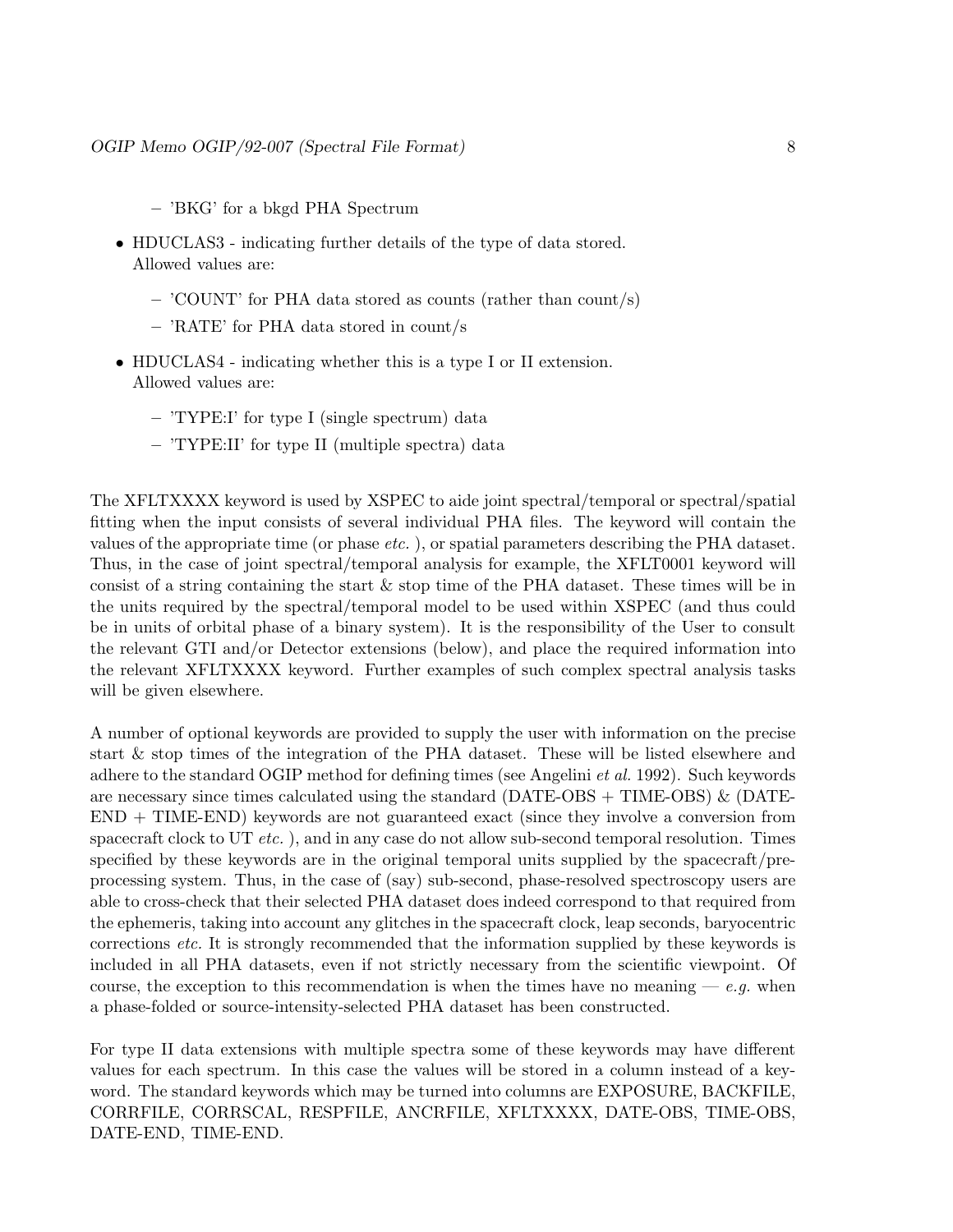- 'BKG' for a bkgd PHA Spectrum

- HDUCLAS3 - indicating further details of the type of data stored.
  Allowed values are:
  - 'COUNT' for PHA data stored as counts (rather than count/s)
  - 'RATE' for PHA data stored in count/s
- HDUCLAS4 - indicating whether this is a type I or II extension.
  Allowed values are:
  - 'TYPE:I' for type I (single spectrum) data
  - 'TYPE:II' for type II (multiple spectra) data

The XFLTXXXX keyword is used by XSPEC to aide joint spectral/temporal or spectral/spatial fitting when the input consists of several individual PHA files. The keyword will contain the values of the appropriate time (or phase *etc.* ), or spatial parameters describing the PHA dataset. Thus, in the case of joint spectral/temporal analysis for example, the XFLT0001 keyword will consist of a string containing the start & stop time of the PHA dataset. These times will be in the units required by the spectral/temporal model to be used within XSPEC (and thus could be in units of orbital phase of a binary system). It is the responsibility of the User to consult the relevant GTI and/or Detector extensions (below), and place the required information into the relevant XFLTXXXX keyword. Further examples of such complex spectral analysis tasks will be given elsewhere.

A number of optional keywords are provided to supply the user with information on the precise start & stop times of the integration of the PHA dataset. These will be listed elsewhere and adhere to the standard OGIP method for defining times (see Angelini *et al.* 1992). Such keywords are necessary since times calculated using the standard (DATE-OBS + TIME-OBS) & (DATE-END + TIME-END) keywords are not guaranteed exact (since they involve a conversion from spacecraft clock to UT *etc.* ), and in any case do not allow sub-second temporal resolution. Times specified by these keywords are in the original temporal units supplied by the spacecraft/pre-processing system. Thus, in the case of (say) sub-second, phase-resolved spectroscopy users are able to cross-check that their selected PHA dataset does indeed correspond to that required from the ephemeris, taking into account any glitches in the spacecraft clock, leap seconds, baryocentric corrections *etc.* It is strongly recommended that the information supplied by these keywords is included in all PHA datasets, even if not strictly necessary from the scientific viewpoint. Of course, the exception to this recommendation is when the times have no meaning — *e.g.* when a phase-folded or source-intensity-selected PHA dataset has been constructed.

For type II data extensions with multiple spectra some of these keywords may have different values for each spectrum. In this case the values will be stored in a column instead of a keyword. The standard keywords which may be turned into columns are EXPOSURE, BACKFILE, CORRFILE, CORRSCAL, RESPFILE, ANCRFILE, XFLTXXXX, DATE-OBS, TIME-OBS, DATE-END, TIME-END.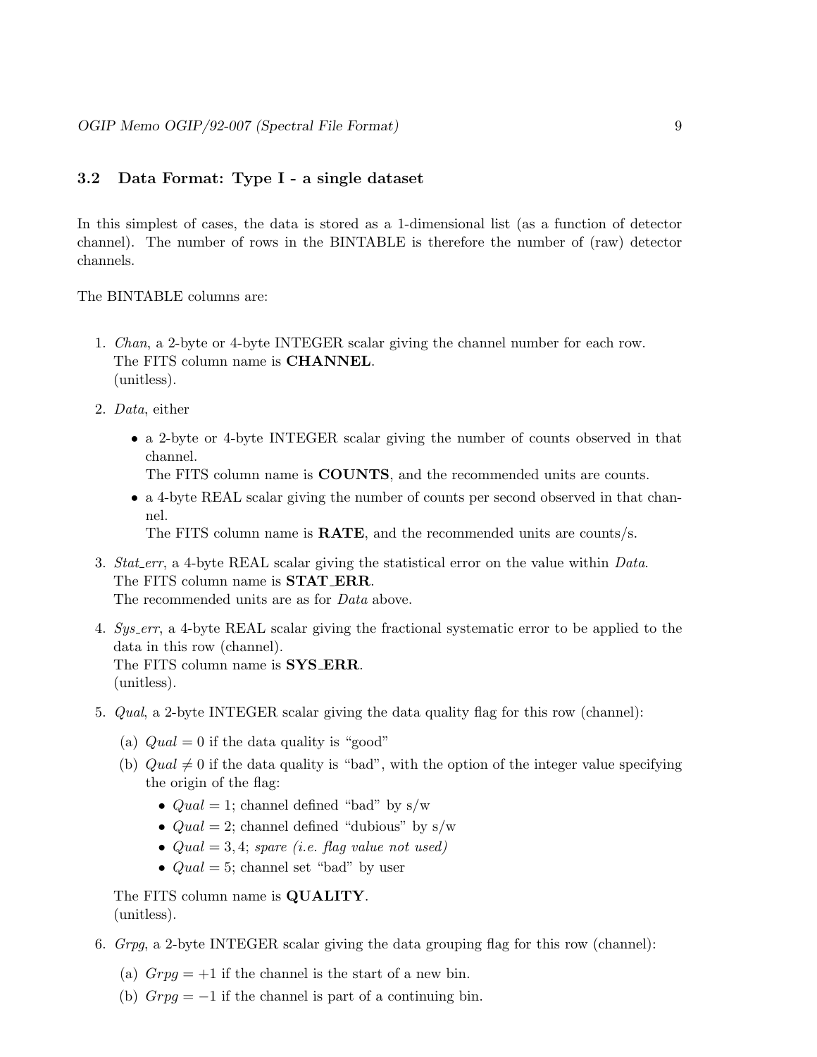### 3.2 Data Format: Type I - a single dataset

In this simplest of cases, the data is stored as a 1-dimensional list (as a function of detector channel). The number of rows in the BINTABLE is therefore the number of (raw) detector channels.

The BINTABLE columns are:

1. *Chan*, a 2-byte or 4-byte INTEGER scalar giving the channel number for each row.
   The FITS column name is **CHANNEL**.
   (unitless).
2. *Data*, either
   - a 2-byte or 4-byte INTEGER scalar giving the number of counts observed in that channel.
     The FITS column name is **COUNTS**, and the recommended units are counts.
   - a 4-byte REAL scalar giving the number of counts per second observed in that channel.
     The FITS column name is **RATE**, and the recommended units are counts/s.
3. *Stat_err*, a 4-byte REAL scalar giving the statistical error on the value within *Data*.
   The FITS column name is **STAT_ERR**.
   The recommended units are as for *Data* above.
4. *Sys_err*, a 4-byte REAL scalar giving the fractional systematic error to be applied to the data in this row (channel).
   The FITS column name is **SYS_ERR**.
   (unitless).
5. *Qual*, a 2-byte INTEGER scalar giving the data quality flag for this row (channel):
   (a) $Qual = 0$ if the data quality is "good"
   (b) $Qual \neq 0$ if the data quality is "bad", with the option of the integer value specifying the origin of the flag:
      - $Qual = 1$; channel defined "bad" by s/w
      - $Qual = 2$; channel defined "dubious" by s/w
      - $Qual = 3, 4$; *spare (i.e. flag value not used)*
      - $Qual = 5$; channel set "bad" by user

   The FITS column name is **QUALITY**.
   (unitless).
6. *Grpg*, a 2-byte INTEGER scalar giving the data grouping flag for this row (channel):
   (a) $Grpg = +1$ if the channel is the start of a new bin.
   (b) $Grpg = -1$ if the channel is part of a continuing bin.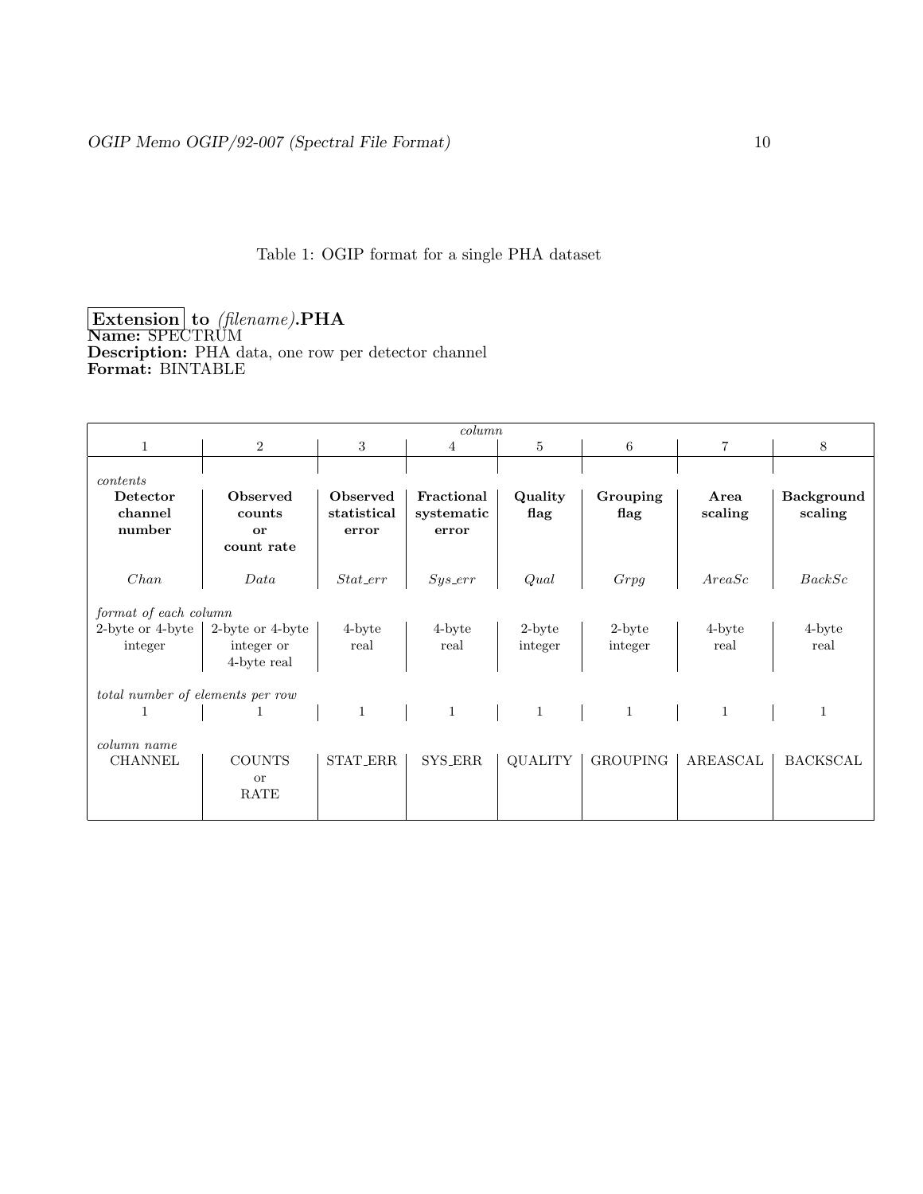Table 1: OGIP format for a single PHA dataset

**Extension** **to** *(filename)***.PHA**
**Name:** SPECTRUM
**Description:** PHA data, one row per detector channel
**Format:** BINTABLE

| *column* | | | | | | | |
|---|---|---|---|---|---|---|---|
| 1 | 2 | 3 | 4 | 5 | 6 | 7 | 8 |
| *contents* | | | | | | | |
| **Detector channel number** | **Observed counts or count rate** | **Observed statistical error** | **Fractional systematic error** | **Quality flag** | **Grouping flag** | **Area scaling** | **Background scaling** |
| *Chan* | *Data* | *Stat_err* | *Sys_err* | *Qual* | *Grpg* | *AreaSc* | *BackSc* |
| *format of each column* | | | | | | | |
| 2-byte or 4-byte integer | 2-byte or 4-byte integer or 4-byte real | 4-byte real | 4-byte real | 2-byte integer | 2-byte integer | 4-byte real | 4-byte real |
| *total number of elements per row* | | | | | | | |
| 1 | 1 | 1 | 1 | 1 | 1 | 1 | 1 |
| *column name* | | | | | | | |
| CHANNEL | COUNTS or RATE | STAT_ERR | SYS_ERR | QUALITY | GROUPING | AREASCAL | BACKSCAL |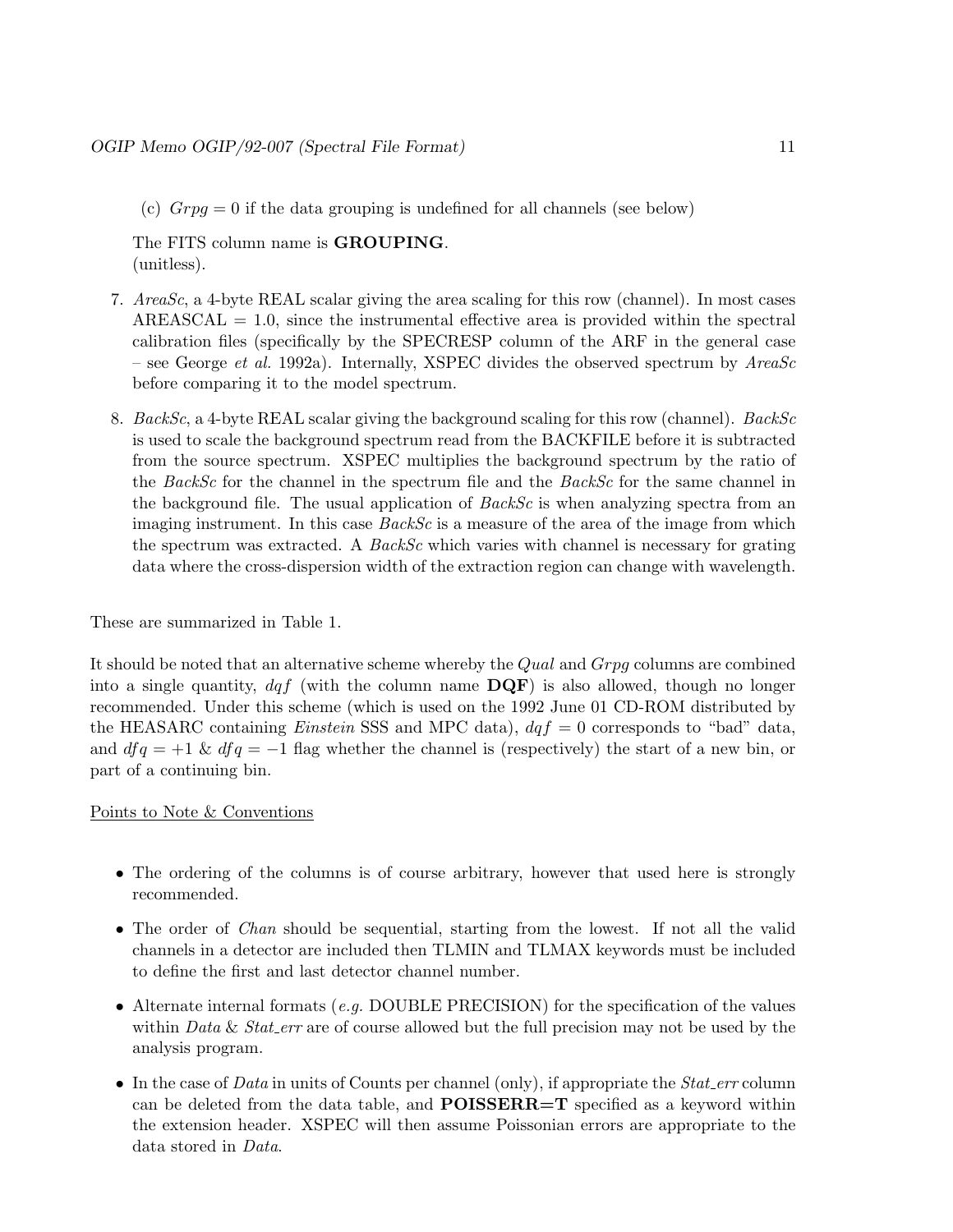(c) *Grpg* = 0 if the data grouping is undefined for all channels (see below)

The FITS column name is **GROUPING**.
(unitless).

7. *AreaSc*, a 4-byte REAL scalar giving the area scaling for this row (channel). In most cases AREASCAL = 1.0, since the instrumental effective area is provided within the spectral calibration files (specifically by the SPECRESP column of the ARF in the general case – see George *et al.* 1992a). Internally, XSPEC divides the observed spectrum by *AreaSc* before comparing it to the model spectrum.

8. *BackSc*, a 4-byte REAL scalar giving the background scaling for this row (channel). *BackSc* is used to scale the background spectrum read from the BACKFILE before it is subtracted from the source spectrum. XSPEC multiplies the background spectrum by the ratio of the *BackSc* for the channel in the spectrum file and the *BackSc* for the same channel in the background file. The usual application of *BackSc* is when analyzing spectra from an imaging instrument. In this case *BackSc* is a measure of the area of the image from which the spectrum was extracted. A *BackSc* which varies with channel is necessary for grating data where the cross-dispersion width of the extraction region can change with wavelength.

These are summarized in Table 1.

It should be noted that an alternative scheme whereby the *Qual* and *Grpg* columns are combined into a single quantity, $dqf$ (with the column name **DQF**) is also allowed, though no longer recommended. Under this scheme (which is used on the 1992 June 01 CD-ROM distributed by the HEASARC containing *Einstein* SSS and MPC data), $dqf = 0$ corresponds to "bad" data, and $dfq = +1$ & $dfq = -1$ flag whether the channel is (respectively) the start of a new bin, or part of a continuing bin.

Points to Note & Conventions

- The ordering of the columns is of course arbitrary, however that used here is strongly recommended.
- The order of *Chan* should be sequential, starting from the lowest. If not all the valid channels in a detector are included then TLMIN and TLMAX keywords must be included to define the first and last detector channel number.
- Alternate internal formats (*e.g.* DOUBLE PRECISION) for the specification of the values within *Data* & *Stat_err* are of course allowed but the full precision may not be used by the analysis program.
- In the case of *Data* in units of Counts per channel (only), if appropriate the *Stat_err* column can be deleted from the data table, and **POISSERR=T** specified as a keyword within the extension header. XSPEC will then assume Poissonian errors are appropriate to the data stored in *Data*.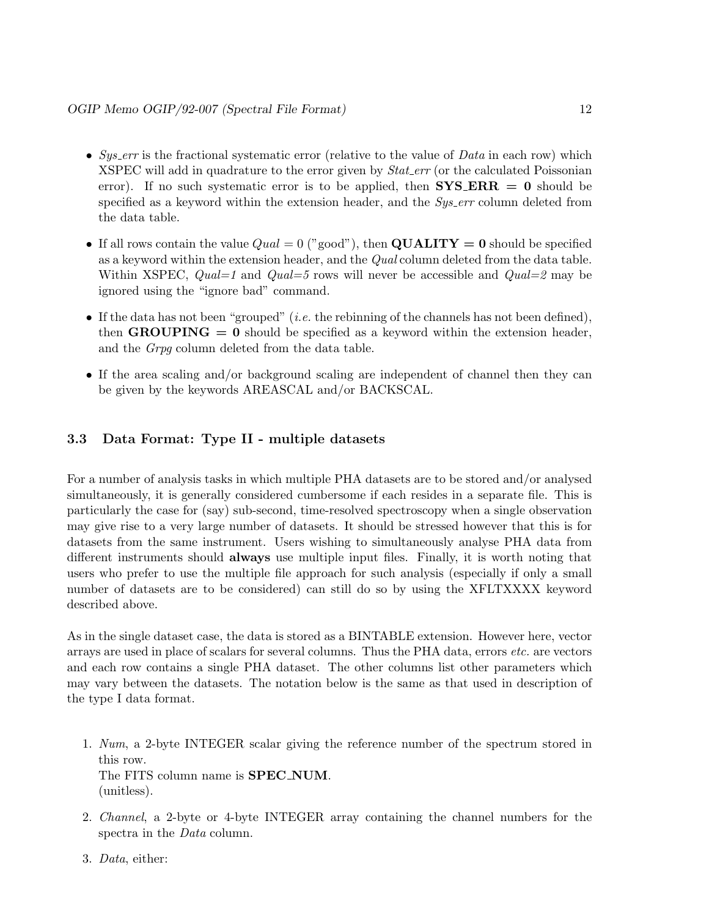- *Sys_err* is the fractional systematic error (relative to the value of *Data* in each row) which XSPEC will add in quadrature to the error given by *Stat_err* (or the calculated Poissonian error). If no such systematic error is to be applied, then **SYS_ERR = 0** should be specified as a keyword within the extension header, and the *Sys_err* column deleted from the data table.
- If all rows contain the value *Qual* = 0 ("good"), then **QUALITY = 0** should be specified as a keyword within the extension header, and the *Qual* column deleted from the data table. Within XSPEC, *Qual=1* and *Qual=5* rows will never be accessible and *Qual=2* may be ignored using the "ignore bad" command.
- If the data has not been "grouped" (*i.e.* the rebinning of the channels has not been defined), then **GROUPING = 0** should be specified as a keyword within the extension header, and the *Grpg* column deleted from the data table.
- If the area scaling and/or background scaling are independent of channel then they can be given by the keywords AREASCAL and/or BACKSCAL.

### 3.3 Data Format: Type II - multiple datasets

For a number of analysis tasks in which multiple PHA datasets are to be stored and/or analysed simultaneously, it is generally considered cumbersome if each resides in a separate file. This is particularly the case for (say) sub-second, time-resolved spectroscopy when a single observation may give rise to a very large number of datasets. It should be stressed however that this is for datasets from the same instrument. Users wishing to simultaneously analyse PHA data from different instruments should **always** use multiple input files. Finally, it is worth noting that users who prefer to use the multiple file approach for such analysis (especially if only a small number of datasets are to be considered) can still do so by using the XFLTXXXX keyword described above.

As in the single dataset case, the data is stored as a BINTABLE extension. However here, vector arrays are used in place of scalars for several columns. Thus the PHA data, errors *etc.* are vectors and each row contains a single PHA dataset. The other columns list other parameters which may vary between the datasets. The notation below is the same as that used in description of the type I data format.

1. *Num*, a 2-byte INTEGER scalar giving the reference number of the spectrum stored in this row.
   The FITS column name is **SPEC_NUM**.
   (unitless).
2. *Channel*, a 2-byte or 4-byte INTEGER array containing the channel numbers for the spectra in the *Data* column.
3. *Data*, either: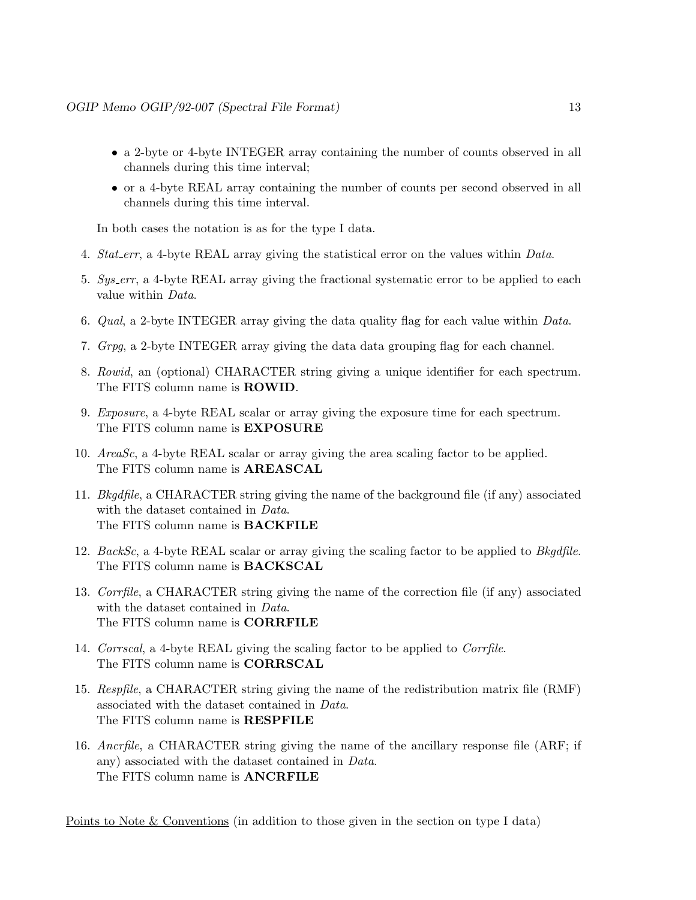- a 2-byte or 4-byte INTEGER array containing the number of counts observed in all channels during this time interval;
- or a 4-byte REAL array containing the number of counts per second observed in all channels during this time interval.

In both cases the notation is as for the type I data.

4. *Stat_err*, a 4-byte REAL array giving the statistical error on the values within *Data*.
5. *Sys_err*, a 4-byte REAL array giving the fractional systematic error to be applied to each value within *Data*.
6. *Qual*, a 2-byte INTEGER array giving the data quality flag for each value within *Data*.
7. *Grpg*, a 2-byte INTEGER array giving the data data grouping flag for each channel.
8. *Rowid*, an (optional) CHARACTER string giving a unique identifier for each spectrum. The FITS column name is **ROWID**.
9. *Exposure*, a 4-byte REAL scalar or array giving the exposure time for each spectrum. The FITS column name is **EXPOSURE**
10. *AreaSc*, a 4-byte REAL scalar or array giving the area scaling factor to be applied. The FITS column name is **AREASCAL**
11. *Bkgdfile*, a CHARACTER string giving the name of the background file (if any) associated with the dataset contained in *Data*. The FITS column name is **BACKFILE**
12. *BackSc*, a 4-byte REAL scalar or array giving the scaling factor to be applied to *Bkgdfile*. The FITS column name is **BACKSCAL**
13. *Corrfile*, a CHARACTER string giving the name of the correction file (if any) associated with the dataset contained in *Data*. The FITS column name is **CORRFILE**
14. *Corrscal*, a 4-byte REAL giving the scaling factor to be applied to *Corrfile*. The FITS column name is **CORRSCAL**
15. *Respfile*, a CHARACTER string giving the name of the redistribution matrix file (RMF) associated with the dataset contained in *Data*. The FITS column name is **RESPFILE**
16. *Ancrfile*, a CHARACTER string giving the name of the ancillary response file (ARF; if any) associated with the dataset contained in *Data*. The FITS column name is **ANCRFILE**

Points to Note & Conventions (in addition to those given in the section on type I data)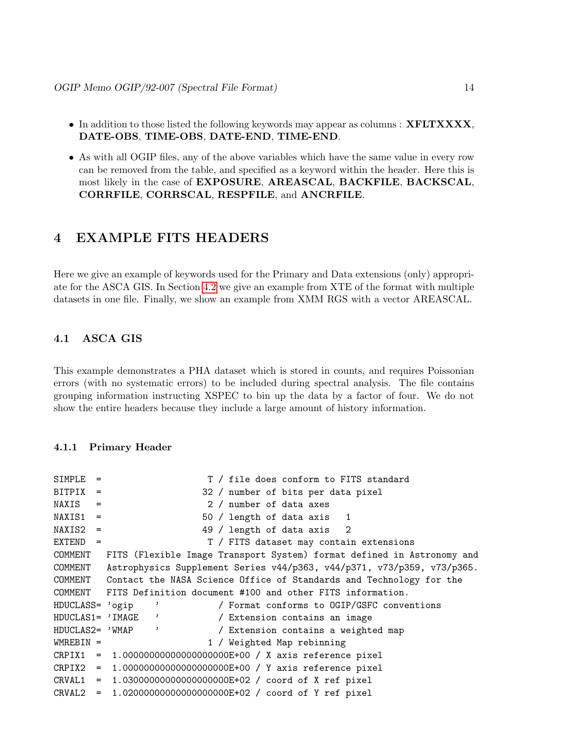- In addition to those listed the following keywords may appear as columns : **XFLTXXXX**, **DATE-OBS**, **TIME-OBS**, **DATE-END**, **TIME-END**.
- As with all OGIP files, any of the above variables which have the same value in every row can be removed from the table, and specified as a keyword within the header. Here this is most likely in the case of **EXPOSURE**, **AREASCAL**, **BACKFILE**, **BACKSCAL**, **CORRFILE**, **CORRSCAL**, **RESPFILE**, and **ANCRFILE**.

# 4 EXAMPLE FITS HEADERS

Here we give an example of keywords used for the Primary and Data extensions (only) appropriate for the ASCA GIS. In Section 4.2 we give an example from XTE of the format with multiple datasets in one file. Finally, we show an example from XMM RGS with a vector AREASCAL.

## 4.1 ASCA GIS

This example demonstrates a PHA dataset which is stored in counts, and requires Poissonian errors (with no systematic errors) to be included during spectral analysis. The file contains grouping information instructing XSPEC to bin up the data by a factor of four. We do not show the entire headers because they include a large amount of history information.

### 4.1.1 Primary Header

```
SIMPLE  =                    T / file does conform to FITS standard
BITPIX  =                   32 / number of bits per data pixel
NAXIS   =                    2 / number of data axes
NAXIS1  =                   50 / length of data axis   1
NAXIS2  =                   49 / length of data axis   2
EXTEND  =                    T / FITS dataset may contain extensions
COMMENT   FITS (Flexible Image Transport System) format defined in Astronomy and
COMMENT   Astrophysics Supplement Series v44/p363, v44/p371, v73/p359, v73/p365.
COMMENT   Contact the NASA Science Office of Standards and Technology for the
COMMENT   FITS Definition document #100 and other FITS information.
HDUCLASS= 'ogip    '           / Format conforms to OGIP/GSFC conventions
HDUCLAS1= 'IMAGE   '           / Extension contains an image
HDUCLAS2= 'WMAP    '           / Extension contains a weighted map
WMREBIN =                    1 / Weighted Map rebinning
CRPIX1  =  1.00000000000000000E+00 / X axis reference pixel
CRPIX2  =  1.00000000000000000E+00 / Y axis reference pixel
CRVAL1  =  1.03000000000000000E+02 / coord of X ref pixel
CRVAL2  =  1.02000000000000000E+02 / coord of Y ref pixel
```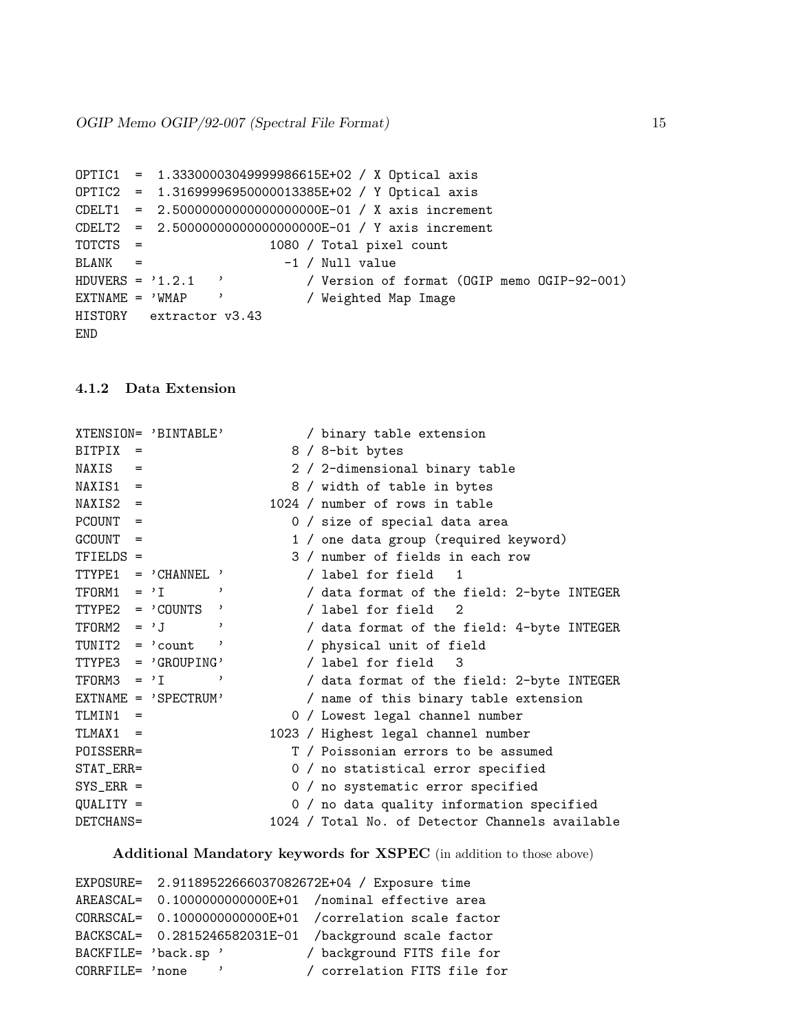```
OPTIC1  =  1.33300003049999986615E+02 / X Optical axis
OPTIC2  =  1.31699996950000013385E+02 / Y Optical axis
CDELT1  =  2.50000000000000000000E-01 / X axis increment
CDELT2  =  2.50000000000000000000E-01 / Y axis increment
TOTCTS  =                 1080 / Total pixel count
BLANK   =                   -1 / Null value
HDUVERS = '1.2.1   '           / Version of format (OGIP memo OGIP-92-001)
EXTNAME = 'WMAP    '           / Weighted Map Image
HISTORY   extractor v3.43
END
```

#### 4.1.2 Data Extension

```
XTENSION= 'BINTABLE'           / binary table extension
BITPIX  =                    8 / 8-bit bytes
NAXIS   =                    2 / 2-dimensional binary table
NAXIS1  =                    8 / width of table in bytes
NAXIS2  =                 1024 / number of rows in table
PCOUNT  =                    0 / size of special data area
GCOUNT  =                    1 / one data group (required keyword)
TFIELDS =                    3 / number of fields in each row
TTYPE1  = 'CHANNEL '           / label for field   1
TFORM1  = 'I       '           / data format of the field: 2-byte INTEGER
TTYPE2  = 'COUNTS  '           / label for field   2
TFORM2  = 'J       '           / data format of the field: 4-byte INTEGER
TUNIT2  = 'count   '           / physical unit of field
TTYPE3  = 'GROUPING'           / label for field   3
TFORM3  = 'I       '           / data format of the field: 2-byte INTEGER
EXTNAME = 'SPECTRUM'           / name of this binary table extension
TLMIN1  =                    0 / Lowest legal channel number
TLMAX1  =                 1023 / Highest legal channel number
POISSERR=                    T / Poissonian errors to be assumed
STAT_ERR=                    0 / no statistical error specified
SYS_ERR =                    0 / no systematic error specified
QUALITY =                    0 / no data quality information specified
DETCHANS=                 1024 / Total No. of Detector Channels available
```

**Additional Mandatory keywords for XSPEC** (in addition to those above)

```
EXPOSURE=  2.91189522666037082672E+04 / Exposure time
AREASCAL=  0.1000000000000E+01  /nominal effective area
CORRSCAL=  0.1000000000000E+01  /correlation scale factor
BACKSCAL=  0.2815246582031E-01  /background scale factor
BACKFILE= 'back.sp '           / background FITS file for
CORRFILE= 'none    '           / correlation FITS file for
```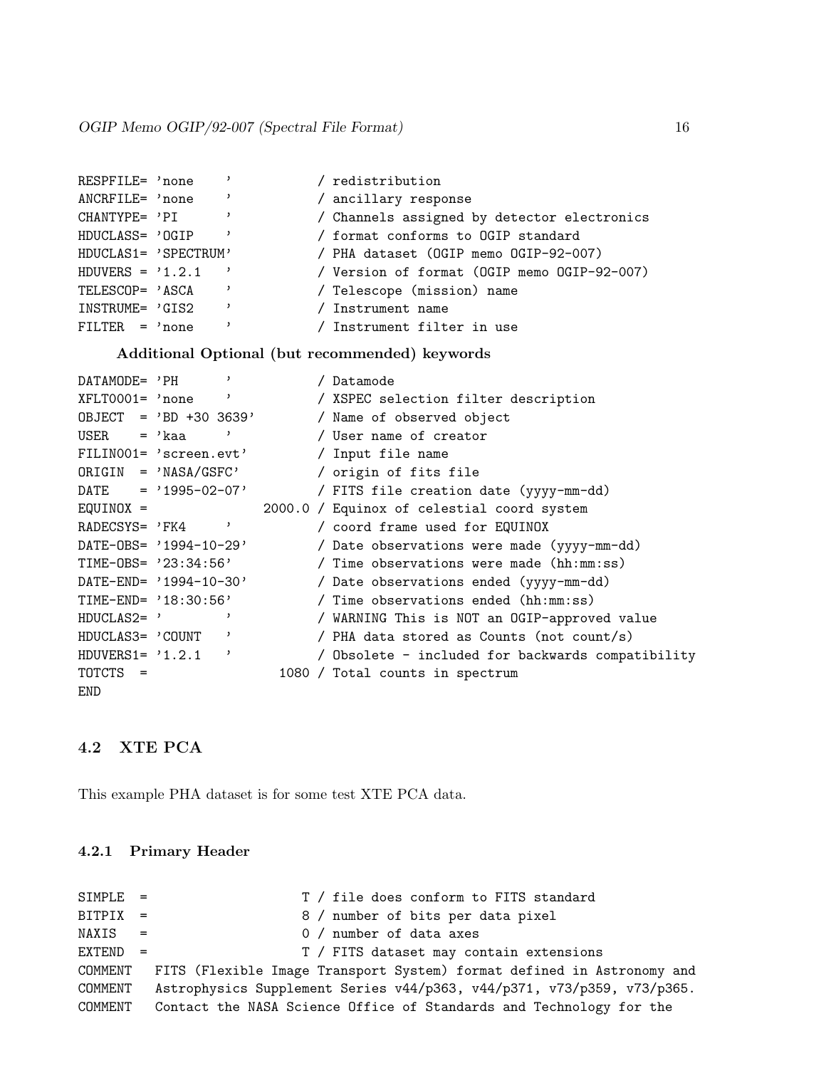```
RESPFILE= 'none    '           / redistribution
ANCRFILE= 'none    '           / ancillary response
CHANTYPE= 'PI      '           / Channels assigned by detector electronics
HDUCLASS= 'OGIP    '           / format conforms to OGIP standard
HDUCLAS1= 'SPECTRUM'           / PHA dataset (OGIP memo OGIP-92-007)
HDUVERS = '1.2.1   '           / Version of format (OGIP memo OGIP-92-007)
TELESCOP= 'ASCA    '           / Telescope (mission) name
INSTRUME= 'GIS2    '           / Instrument name
FILTER  = 'none    '           / Instrument filter in use
```

**Additional Optional (but recommended) keywords**

```
DATAMODE= 'PH      '           / Datamode
XFLT0001= 'none    '           / XSPEC selection filter description
OBJECT  = 'BD +30 3639'        / Name of observed object
USER    = 'kaa     '           / User name of creator
FILIN001= 'screen.evt'         / Input file name
ORIGIN  = 'NASA/GSFC'          / origin of fits file
DATE    = '1995-02-07'         / FITS file creation date (yyyy-mm-dd)
EQUINOX =               2000.0 / Equinox of celestial coord system
RADECSYS= 'FK4     '           / coord frame used for EQUINOX
DATE-OBS= '1994-10-29'         / Date observations were made (yyyy-mm-dd)
TIME-OBS= '23:34:56'           / Time observations were made (hh:mm:ss)
DATE-END= '1994-10-30'         / Date observations ended (yyyy-mm-dd)
TIME-END= '18:30:56'           / Time observations ended (hh:mm:ss)
HDUCLAS2= '        '           / WARNING This is NOT an OGIP-approved value
HDUCLAS3= 'COUNT   '           / PHA data stored as Counts (not count/s)
HDUVERS1= '1.2.1   '           / Obsolete - included for backwards compatibility
TOTCTS  =                 1080 / Total counts in spectrum
END
```

## 4.2 XTE PCA

This example PHA dataset is for some test XTE PCA data.

### 4.2.1 Primary Header

```
SIMPLE  =                    T / file does conform to FITS standard
BITPIX  =                    8 / number of bits per data pixel
NAXIS   =                    0 / number of data axes
EXTEND  =                    T / FITS dataset may contain extensions
COMMENT   FITS (Flexible Image Transport System) format defined in Astronomy and
COMMENT   Astrophysics Supplement Series v44/p363, v44/p371, v73/p359, v73/p365.
COMMENT   Contact the NASA Science Office of Standards and Technology for the
```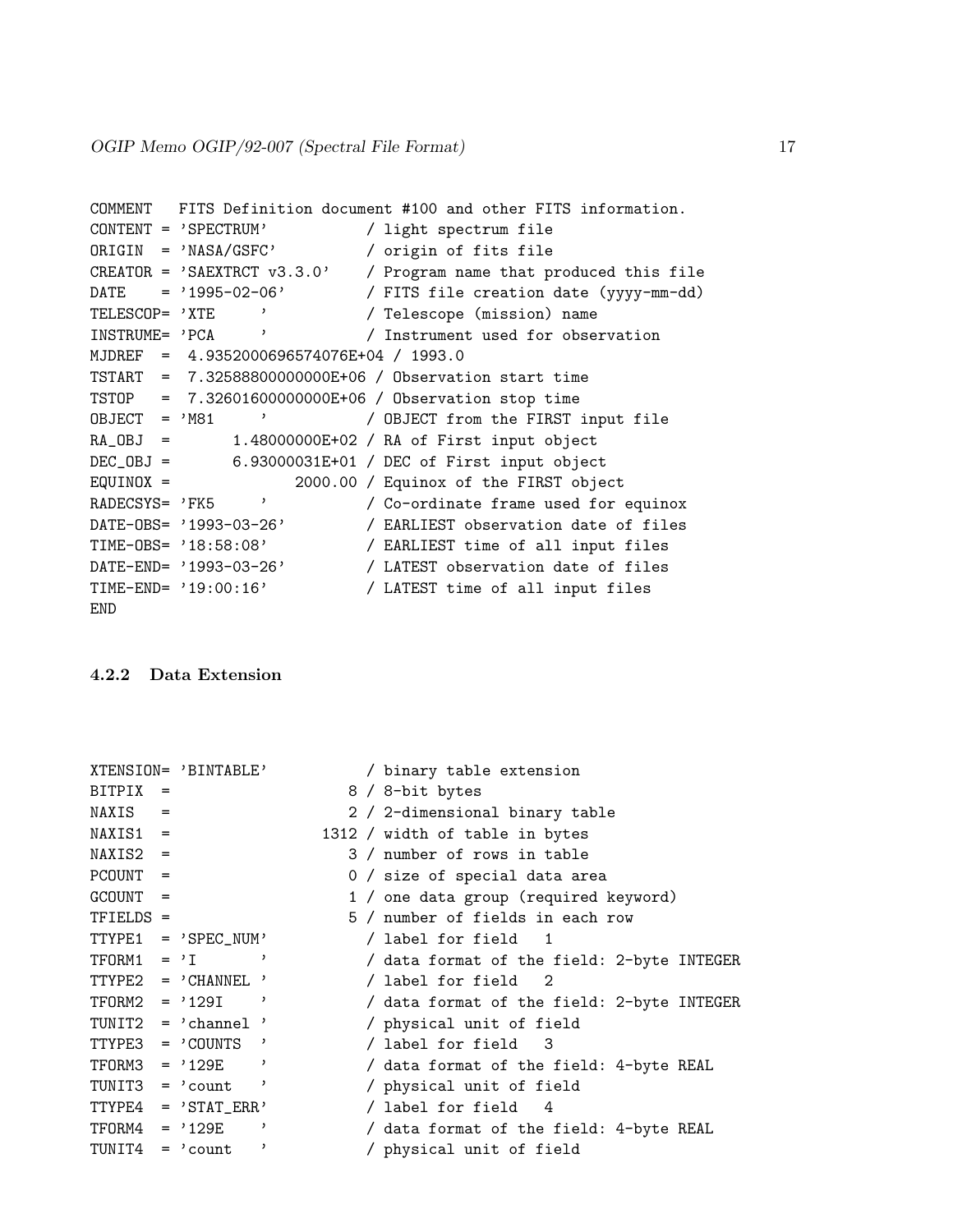```
COMMENT   FITS Definition document #100 and other FITS information.
CONTENT = 'SPECTRUM'           / light spectrum file
ORIGIN  = 'NASA/GSFC'          / origin of fits file
CREATOR = 'SAEXTRCT v3.3.0'    / Program name that produced this file
DATE    = '1995-02-06'         / FITS file creation date (yyyy-mm-dd)
TELESCOP= 'XTE     '           / Telescope (mission) name
INSTRUME= 'PCA     '           / Instrument used for observation
MJDREF  =  4.9352000696574076E+04 / 1993.0
TSTART  =  7.32588800000000E+06 / Observation start time
TSTOP   =  7.32601600000000E+06 / Observation stop time
OBJECT  = 'M81     '           / OBJECT from the FIRST input file
RA_OBJ  =       1.48000000E+02 / RA of First input object
DEC_OBJ =       6.93000031E+01 / DEC of First input object
EQUINOX =              2000.00 / Equinox of the FIRST object
RADECSYS= 'FK5     '           / Co-ordinate frame used for equinox
DATE-OBS= '1993-03-26'         / EARLIEST observation date of files
TIME-OBS= '18:58:08'           / EARLIEST time of all input files
DATE-END= '1993-03-26'         / LATEST observation date of files
TIME-END= '19:00:16'           / LATEST time of all input files
END
```

### 4.2.2 Data Extension

```
XTENSION= 'BINTABLE'           / binary table extension
BITPIX  =                    8 / 8-bit bytes
NAXIS   =                    2 / 2-dimensional binary table
NAXIS1  =                 1312 / width of table in bytes
NAXIS2  =                    3 / number of rows in table
PCOUNT  =                    0 / size of special data area
GCOUNT  =                    1 / one data group (required keyword)
TFIELDS =                    5 / number of fields in each row
TTYPE1  = 'SPEC_NUM'           / label for field   1
TFORM1  = 'I       '           / data format of the field: 2-byte INTEGER
TTYPE2  = 'CHANNEL '           / label for field   2
TFORM2  = '129I    '           / data format of the field: 2-byte INTEGER
TUNIT2  = 'channel '           / physical unit of field
TTYPE3  = 'COUNTS  '           / label for field   3
TFORM3  = '129E    '           / data format of the field: 4-byte REAL
TUNIT3  = 'count   '           / physical unit of field
TTYPE4  = 'STAT_ERR'           / label for field   4
TFORM4  = '129E    '           / data format of the field: 4-byte REAL
TUNIT4  = 'count   '           / physical unit of field
```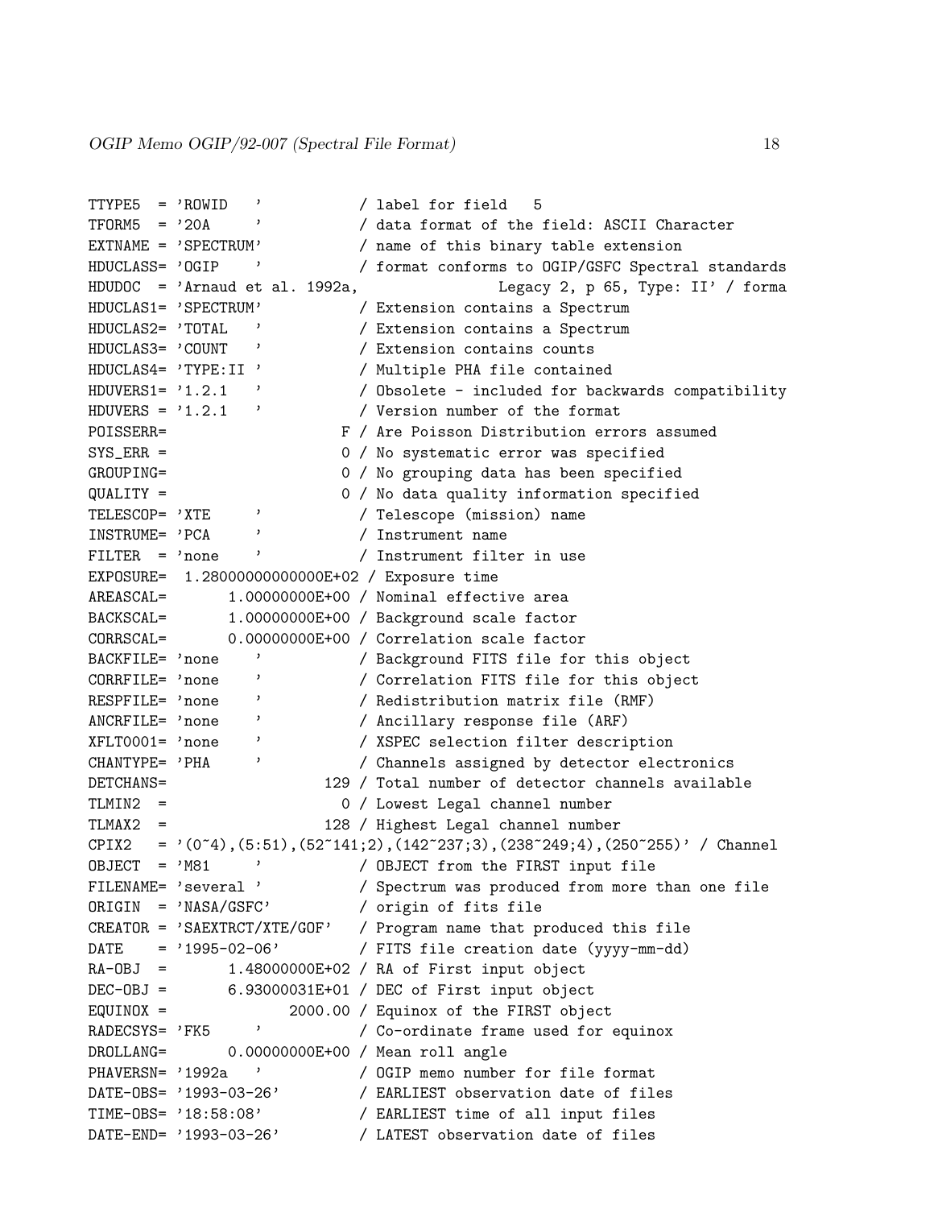```
TTYPE5  = 'ROWID   '           / label for field   5
TFORM5  = '20A     '           / data format of the field: ASCII Character
EXTNAME = 'SPECTRUM'           / name of this binary table extension
HDUCLASS= 'OGIP    '           / format conforms to OGIP/GSFC Spectral standards
HDUDOC  = 'Arnaud et al. 1992a,              Legacy 2, p 65, Type: II' / forma
HDUCLAS1= 'SPECTRUM'           / Extension contains a Spectrum
HDUCLAS2= 'TOTAL   '           / Extension contains a Spectrum
HDUCLAS3= 'COUNT   '           / Extension contains counts
HDUCLAS4= 'TYPE:II '           / Multiple PHA file contained
HDUVERS1= '1.2.1   '           / Obsolete - included for backwards compatibility
HDUVERS = '1.2.1   '           / Version number of the format
POISSERR=                    F / Are Poisson Distribution errors assumed
SYS_ERR =                    0 / No systematic error was specified
GROUPING=                    0 / No grouping data has been specified
QUALITY =                    0 / No data quality information specified
TELESCOP= 'XTE     '           / Telescope (mission) name
INSTRUME= 'PCA     '           / Instrument name
FILTER  = 'none    '           / Instrument filter in use
EXPOSURE=  1.28000000000000E+02 / Exposure time
AREASCAL=       1.00000000E+00 / Nominal effective area
BACKSCAL=       1.00000000E+00 / Background scale factor
CORRSCAL=       0.00000000E+00 / Correlation scale factor
BACKFILE= 'none    '           / Background FITS file for this object
CORRFILE= 'none    '           / Correlation FITS file for this object
RESPFILE= 'none    '           / Redistribution matrix file (RMF)
ANCRFILE= 'none    '           / Ancillary response file (ARF)
XFLT0001= 'none    '           / XSPEC selection filter description
CHANTYPE= 'PHA     '           / Channels assigned by detector electronics
DETCHANS=                  129 / Total number of detector channels available
TLMIN2  =                    0 / Lowest Legal channel number
TLMAX2  =                  128 / Highest Legal channel number
CPIX2   = '(0~4),(5:51),(52~141;2),(142~237;3),(238~249;4),(250~255)' / Channel
OBJECT  = 'M81     '           / OBJECT from the FIRST input file
FILENAME= 'several '           / Spectrum was produced from more than one file
ORIGIN  = 'NASA/GSFC'          / origin of fits file
CREATOR = 'SAEXTRCT/XTE/GOF'   / Program name that produced this file
DATE    = '1995-02-06'         / FITS file creation date (yyyy-mm-dd)
RA-OBJ  =       1.48000000E+02 / RA of First input object
DEC-OBJ =       6.93000031E+01 / DEC of First input object
EQUINOX =              2000.00 / Equinox of the FIRST object
RADECSYS= 'FK5     '           / Co-ordinate frame used for equinox
DROLLANG=       0.00000000E+00 / Mean roll angle
PHAVERSN= '1992a   '           / OGIP memo number for file format
DATE-OBS= '1993-03-26'         / EARLIEST observation date of files
TIME-OBS= '18:58:08'           / EARLIEST time of all input files
DATE-END= '1993-03-26'         / LATEST observation date of files
```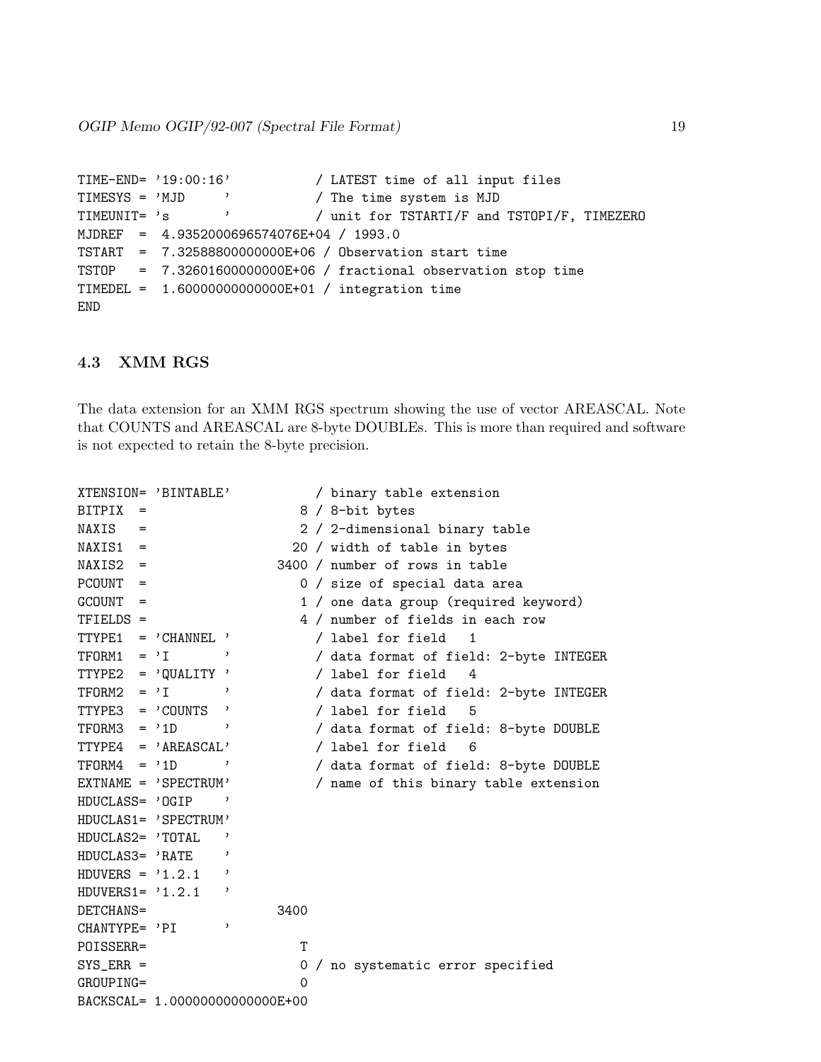```
TIME-END= '19:00:16'           / LATEST time of all input files
TIMESYS = 'MJD     '           / The time system is MJD
TIMEUNIT= 's       '           / unit for TSTARTI/F and TSTOPI/F, TIMEZERO
MJDREF  =  4.9352000696574076E+04 / 1993.0
TSTART  =  7.32588800000000E+06 / Observation start time
TSTOP   =  7.32601600000000E+06 / fractional observation stop time
TIMEDEL =  1.60000000000000E+01 / integration time
END
```

### 4.3 XMM RGS

The data extension for an XMM RGS spectrum showing the use of vector AREASCAL. Note that COUNTS and AREASCAL are 8-byte DOUBLEs. This is more than required and software is not expected to retain the 8-byte precision.

```
XTENSION= 'BINTABLE'           / binary table extension
BITPIX  =                    8 / 8-bit bytes
NAXIS   =                    2 / 2-dimensional binary table
NAXIS1  =                   20 / width of table in bytes
NAXIS2  =                 3400 / number of rows in table
PCOUNT  =                    0 / size of special data area
GCOUNT  =                    1 / one data group (required keyword)
TFIELDS =                    4 / number of fields in each row
TTYPE1  = 'CHANNEL '           / label for field   1
TFORM1  = 'I       '           / data format of field: 2-byte INTEGER
TTYPE2  = 'QUALITY '           / label for field   4
TFORM2  = 'I       '           / data format of field: 2-byte INTEGER
TTYPE3  = 'COUNTS  '           / label for field   5
TFORM3  = '1D      '           / data format of field: 8-byte DOUBLE
TTYPE4  = 'AREASCAL'           / label for field   6
TFORM4  = '1D      '           / data format of field: 8-byte DOUBLE
EXTNAME = 'SPECTRUM'           / name of this binary table extension
HDUCLASS= 'OGIP    '
HDUCLAS1= 'SPECTRUM'
HDUCLAS2= 'TOTAL   '
HDUCLAS3= 'RATE    '
HDUVERS = '1.2.1   '
HDUVERS1= '1.2.1   '
DETCHANS=                 3400
CHANTYPE= 'PI      '
POISSERR=                    T
SYS_ERR =                    0 / no systematic error specified
GROUPING=                    0
BACKSCAL= 1.00000000000000E+00
```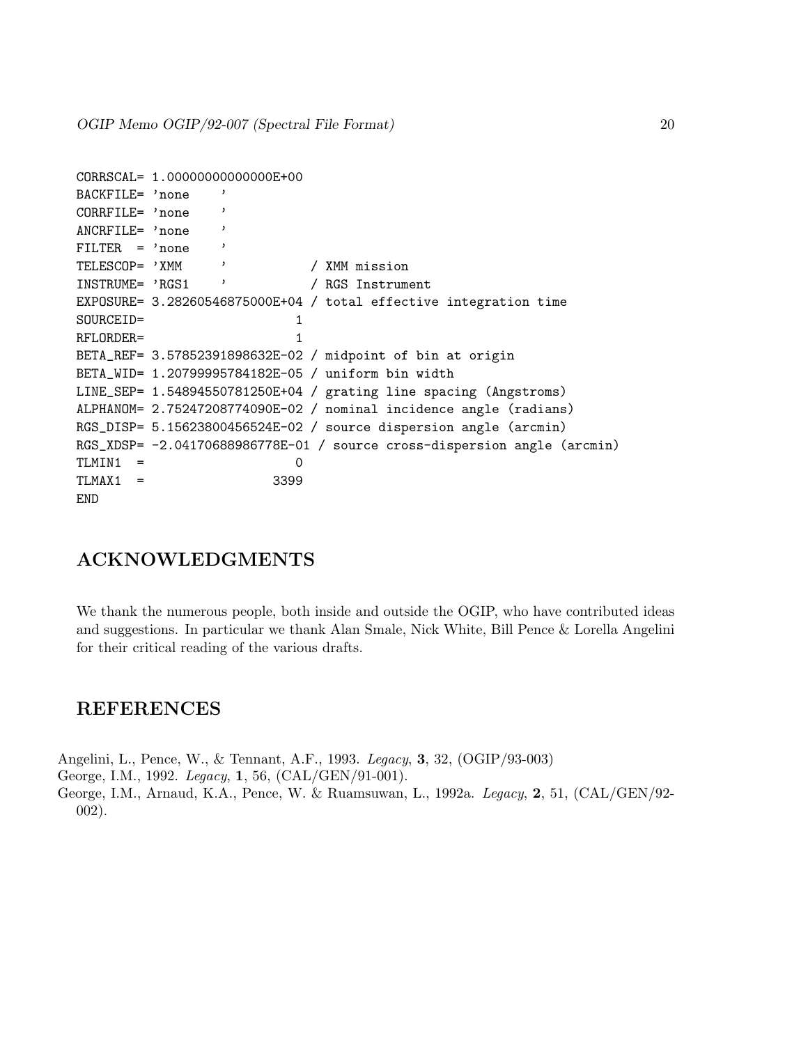```
CORRSCAL= 1.00000000000000E+00
BACKFILE= 'none    '
CORRFILE= 'none    '
ANCRFILE= 'none    '
FILTER  = 'none    '
TELESCOP= 'XMM     '           / XMM mission
INSTRUME= 'RGS1    '           / RGS Instrument
EXPOSURE= 3.28260546875000E+04 / total effective integration time
SOURCEID=                    1
RFLORDER=                    1
BETA_REF= 3.57852391898632E-02 / midpoint of bin at origin
BETA_WID= 1.20799995784182E-05 / uniform bin width
LINE_SEP= 1.54894550781250E+04 / grating line spacing (Angstroms)
ALPHANOM= 2.75247208774090E-02 / nominal incidence angle (radians)
RGS_DISP= 5.15623800456524E-02 / source dispersion angle (arcmin)
RGS_XDSP= -2.04170688986778E-01 / source cross-dispersion angle (arcmin)
TLMIN1  =                    0
TLMAX1  =                 3399
END
```

## ACKNOWLEDGMENTS

We thank the numerous people, both inside and outside the OGIP, who have contributed ideas and suggestions. In particular we thank Alan Smale, Nick White, Bill Pence & Lorella Angelini for their critical reading of the various drafts.

## REFERENCES

Angelini, L., Pence, W., & Tennant, A.F., 1993. *Legacy*, **3**, 32, (OGIP/93-003)

George, I.M., 1992. *Legacy*, **1**, 56, (CAL/GEN/91-001).

George, I.M., Arnaud, K.A., Pence, W. & Ruamsuwan, L., 1992a. *Legacy*, **2**, 51, (CAL/GEN/92-002).